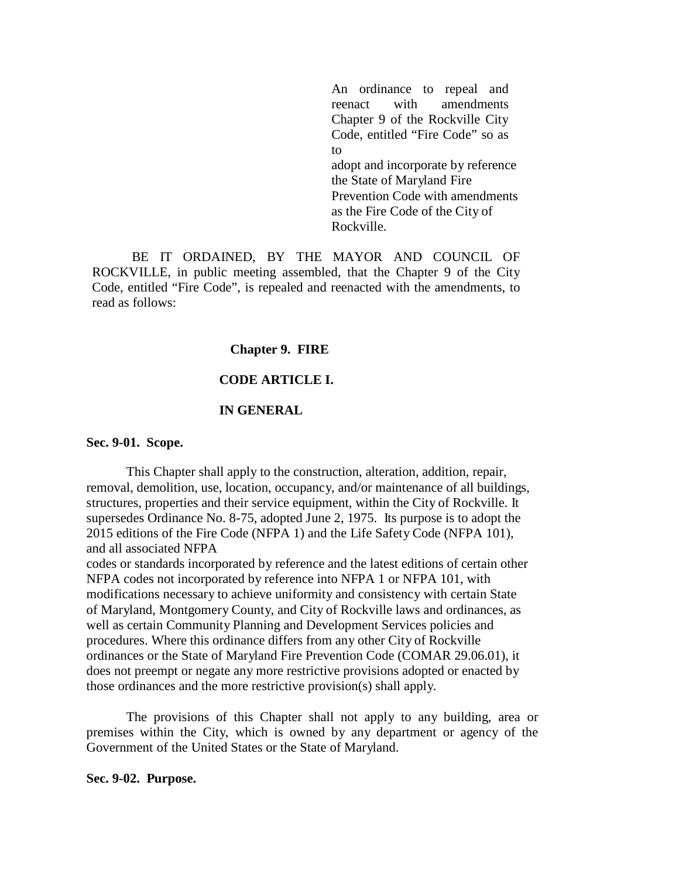An ordinance to repeal and reenact with amendments Chapter 9 of the Rockville City Code, entitled "Fire Code" so as to adopt and incorporate by reference the State of Maryland Fire Prevention Code with amendments as the Fire Code of the City of Rockville.

BE IT ORDAINED, BY THE MAYOR AND COUNCIL OF ROCKVILLE, in public meeting assembled, that the Chapter 9 of the City Code, entitled "Fire Code", is repealed and reenacted with the amendments, to read as follows:

# Chapter 9. FIRE

## CODE ARTICLE I.

## IN GENERAL

**Sec. 9-01. Scope.**

This Chapter shall apply to the construction, alteration, addition, repair, removal, demolition, use, location, occupancy, and/or maintenance of all buildings, structures, properties and their service equipment, within the City of Rockville. It supersedes Ordinance No. 8-75, adopted June 2, 1975. Its purpose is to adopt the 2015 editions of the Fire Code (NFPA 1) and the Life Safety Code (NFPA 101), and all associated NFPA codes or standards incorporated by reference and the latest editions of certain other NFPA codes not incorporated by reference into NFPA 1 or NFPA 101, with modifications necessary to achieve uniformity and consistency with certain State of Maryland, Montgomery County, and City of Rockville laws and ordinances, as well as certain Community Planning and Development Services policies and procedures. Where this ordinance differs from any other City of Rockville ordinances or the State of Maryland Fire Prevention Code (COMAR 29.06.01), it does not preempt or negate any more restrictive provisions adopted or enacted by those ordinances and the more restrictive provision(s) shall apply.

The provisions of this Chapter shall not apply to any building, area or premises within the City, which is owned by any department or agency of the Government of the United States or the State of Maryland.

**Sec. 9-02. Purpose.**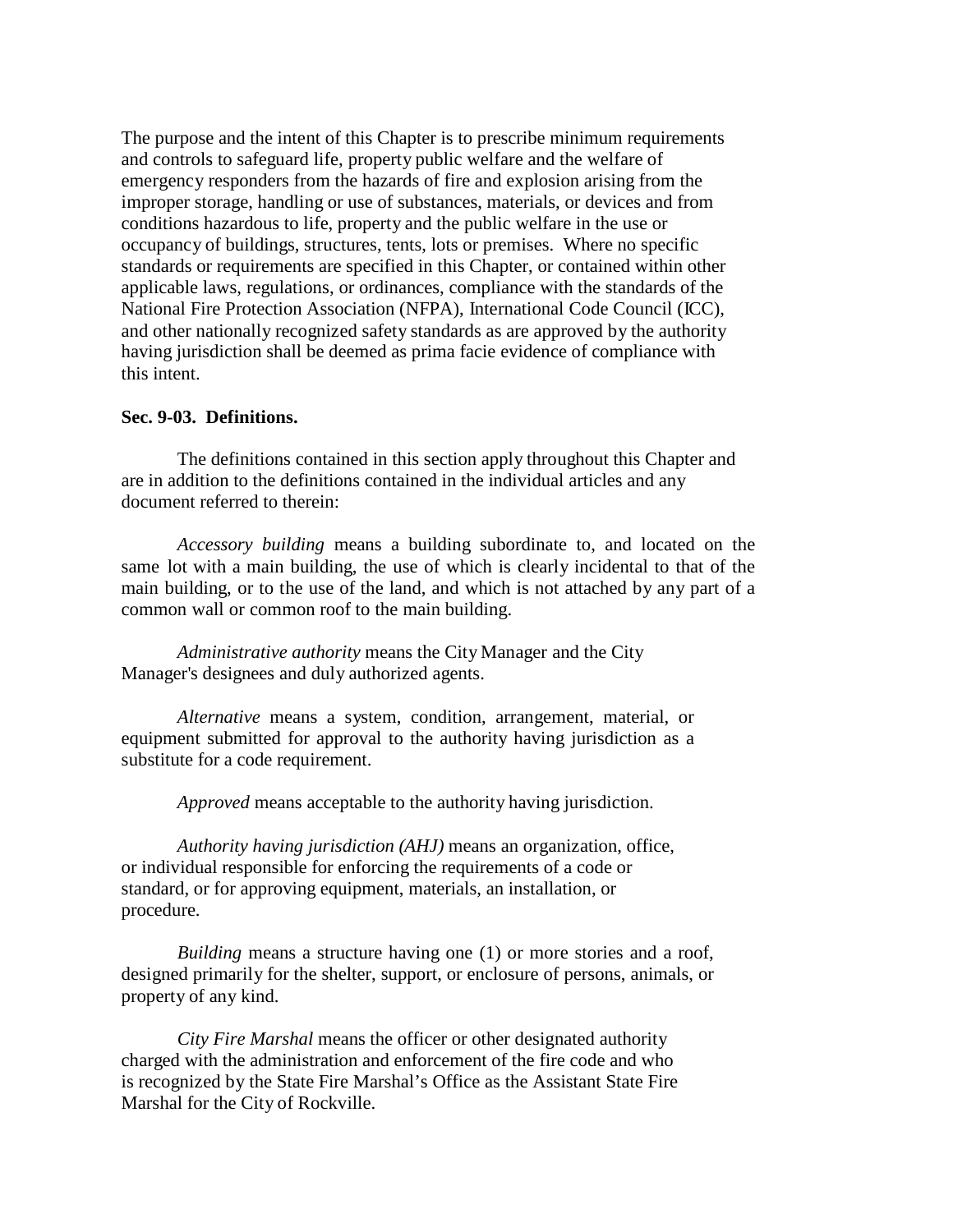The purpose and the intent of this Chapter is to prescribe minimum requirements and controls to safeguard life, property public welfare and the welfare of emergency responders from the hazards of fire and explosion arising from the improper storage, handling or use of substances, materials, or devices and from conditions hazardous to life, property and the public welfare in the use or occupancy of buildings, structures, tents, lots or premises. Where no specific standards or requirements are specified in this Chapter, or contained within other applicable laws, regulations, or ordinances, compliance with the standards of the National Fire Protection Association (NFPA), International Code Council (ICC), and other nationally recognized safety standards as are approved by the authority having jurisdiction shall be deemed as prima facie evidence of compliance with this intent.

**Sec. 9-03. Definitions.**

The definitions contained in this section apply throughout this Chapter and are in addition to the definitions contained in the individual articles and any document referred to therein:

*Accessory building* means a building subordinate to, and located on the same lot with a main building, the use of which is clearly incidental to that of the main building, or to the use of the land, and which is not attached by any part of a common wall or common roof to the main building.

*Administrative authority* means the City Manager and the City Manager's designees and duly authorized agents.

*Alternative* means a system, condition, arrangement, material, or equipment submitted for approval to the authority having jurisdiction as a substitute for a code requirement.

*Approved* means acceptable to the authority having jurisdiction.

*Authority having jurisdiction (AHJ)* means an organization, office, or individual responsible for enforcing the requirements of a code or standard, or for approving equipment, materials, an installation, or procedure.

*Building* means a structure having one (1) or more stories and a roof, designed primarily for the shelter, support, or enclosure of persons, animals, or property of any kind.

*City Fire Marshal* means the officer or other designated authority charged with the administration and enforcement of the fire code and who is recognized by the State Fire Marshal's Office as the Assistant State Fire Marshal for the City of Rockville.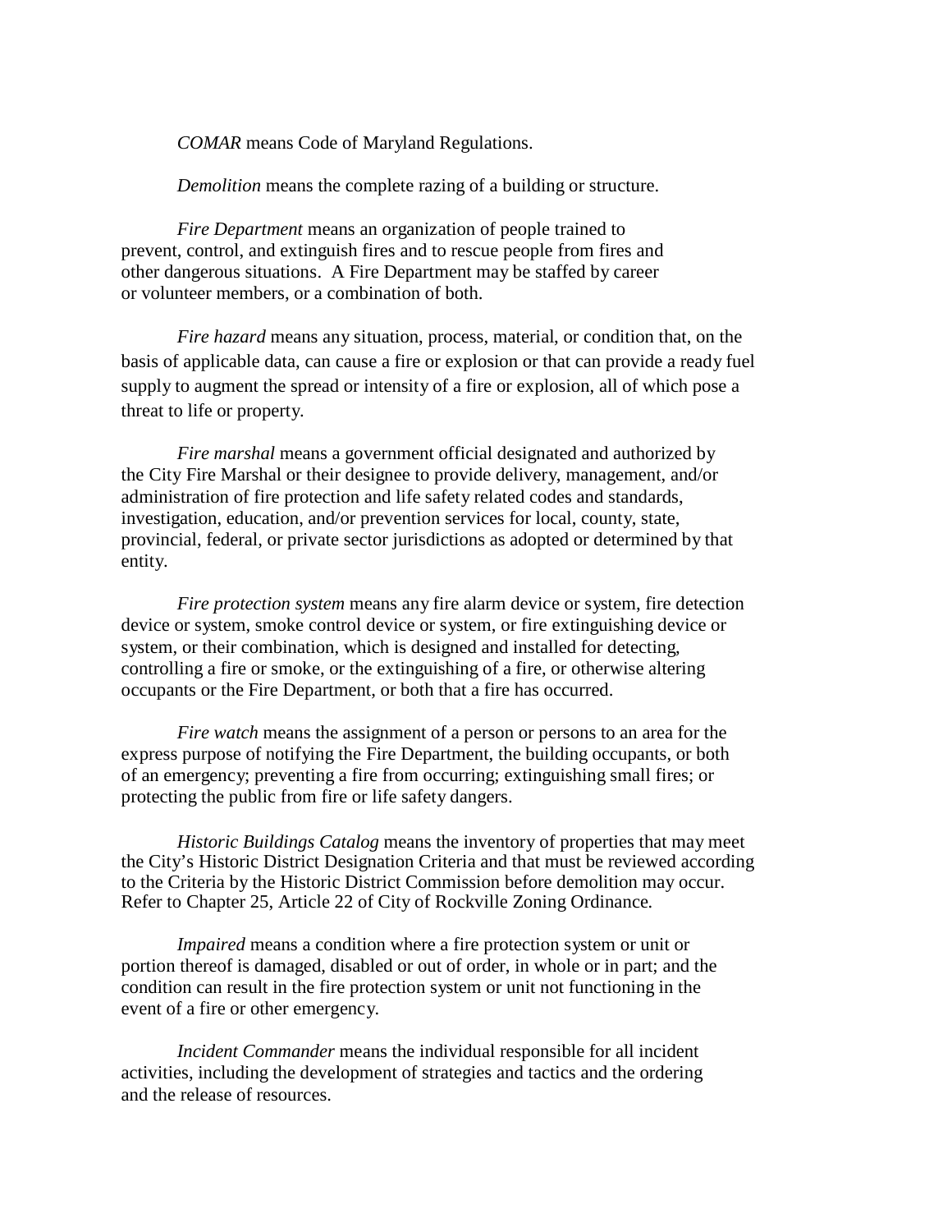*COMAR* means Code of Maryland Regulations.

*Demolition* means the complete razing of a building or structure.

*Fire Department* means an organization of people trained to prevent, control, and extinguish fires and to rescue people from fires and other dangerous situations. A Fire Department may be staffed by career or volunteer members, or a combination of both.

*Fire hazard* means any situation, process, material, or condition that, on the basis of applicable data, can cause a fire or explosion or that can provide a ready fuel supply to augment the spread or intensity of a fire or explosion, all of which pose a threat to life or property.

*Fire marshal* means a government official designated and authorized by the City Fire Marshal or their designee to provide delivery, management, and/or administration of fire protection and life safety related codes and standards, investigation, education, and/or prevention services for local, county, state, provincial, federal, or private sector jurisdictions as adopted or determined by that entity.

*Fire protection system* means any fire alarm device or system, fire detection device or system, smoke control device or system, or fire extinguishing device or system, or their combination, which is designed and installed for detecting, controlling a fire or smoke, or the extinguishing of a fire, or otherwise altering occupants or the Fire Department, or both that a fire has occurred.

*Fire watch* means the assignment of a person or persons to an area for the express purpose of notifying the Fire Department, the building occupants, or both of an emergency; preventing a fire from occurring; extinguishing small fires; or protecting the public from fire or life safety dangers.

*Historic Buildings Catalog* means the inventory of properties that may meet the City's Historic District Designation Criteria and that must be reviewed according to the Criteria by the Historic District Commission before demolition may occur. Refer to Chapter 25, Article 22 of City of Rockville Zoning Ordinance.

*Impaired* means a condition where a fire protection system or unit or portion thereof is damaged, disabled or out of order, in whole or in part; and the condition can result in the fire protection system or unit not functioning in the event of a fire or other emergency.

*Incident Commander* means the individual responsible for all incident activities, including the development of strategies and tactics and the ordering and the release of resources.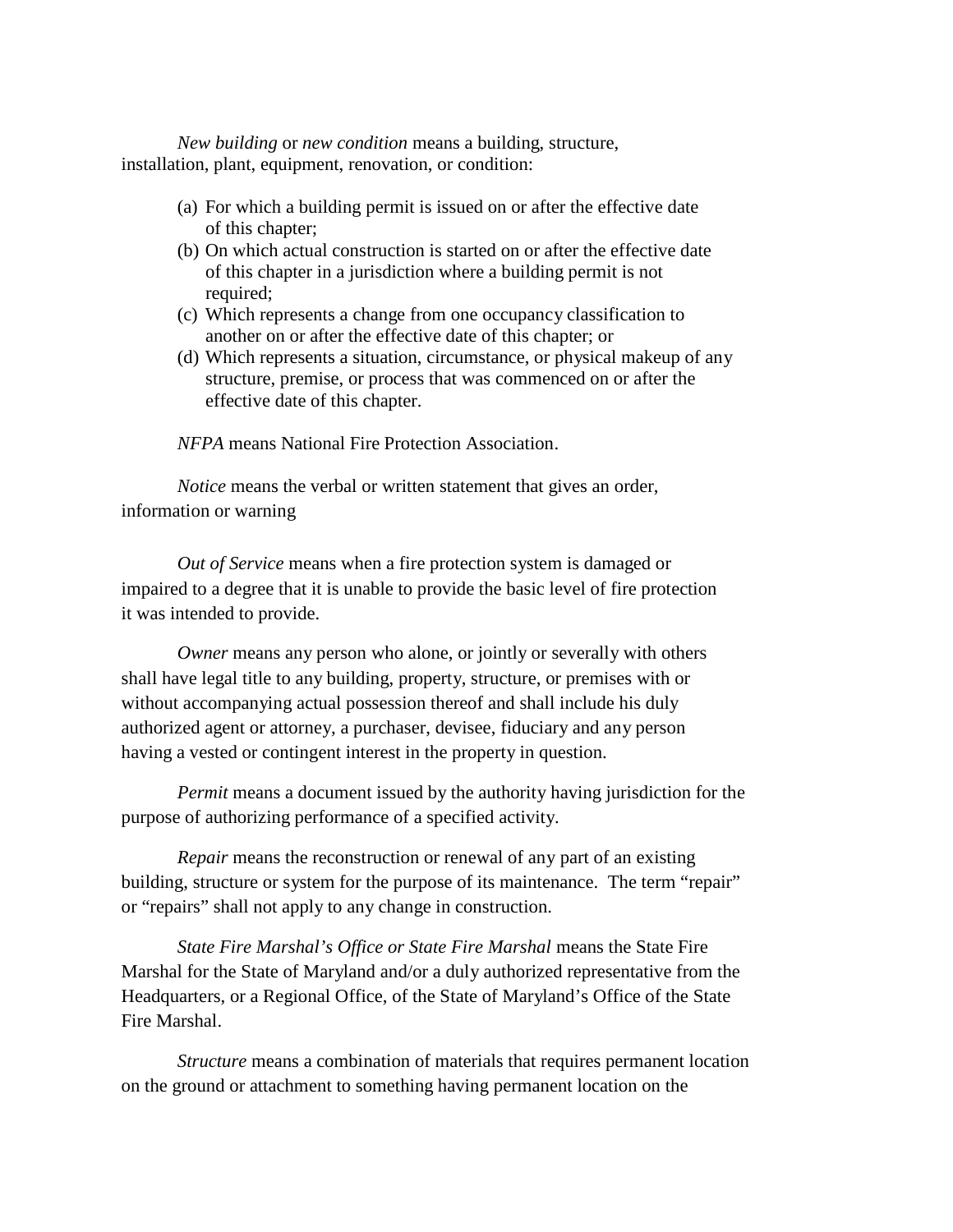*New building* or *new condition* means a building, structure, installation, plant, equipment, renovation, or condition:

(a) For which a building permit is issued on or after the effective date of this chapter;
(b) On which actual construction is started on or after the effective date of this chapter in a jurisdiction where a building permit is not required;
(c) Which represents a change from one occupancy classification to another on or after the effective date of this chapter; or
(d) Which represents a situation, circumstance, or physical makeup of any structure, premise, or process that was commenced on or after the effective date of this chapter.

*NFPA* means National Fire Protection Association.

*Notice* means the verbal or written statement that gives an order, information or warning

*Out of Service* means when a fire protection system is damaged or impaired to a degree that it is unable to provide the basic level of fire protection it was intended to provide.

*Owner* means any person who alone, or jointly or severally with others shall have legal title to any building, property, structure, or premises with or without accompanying actual possession thereof and shall include his duly authorized agent or attorney, a purchaser, devisee, fiduciary and any person having a vested or contingent interest in the property in question.

*Permit* means a document issued by the authority having jurisdiction for the purpose of authorizing performance of a specified activity.

*Repair* means the reconstruction or renewal of any part of an existing building, structure or system for the purpose of its maintenance. The term "repair" or "repairs" shall not apply to any change in construction.

*State Fire Marshal's Office or State Fire Marshal* means the State Fire Marshal for the State of Maryland and/or a duly authorized representative from the Headquarters, or a Regional Office, of the State of Maryland's Office of the State Fire Marshal.

*Structure* means a combination of materials that requires permanent location on the ground or attachment to something having permanent location on the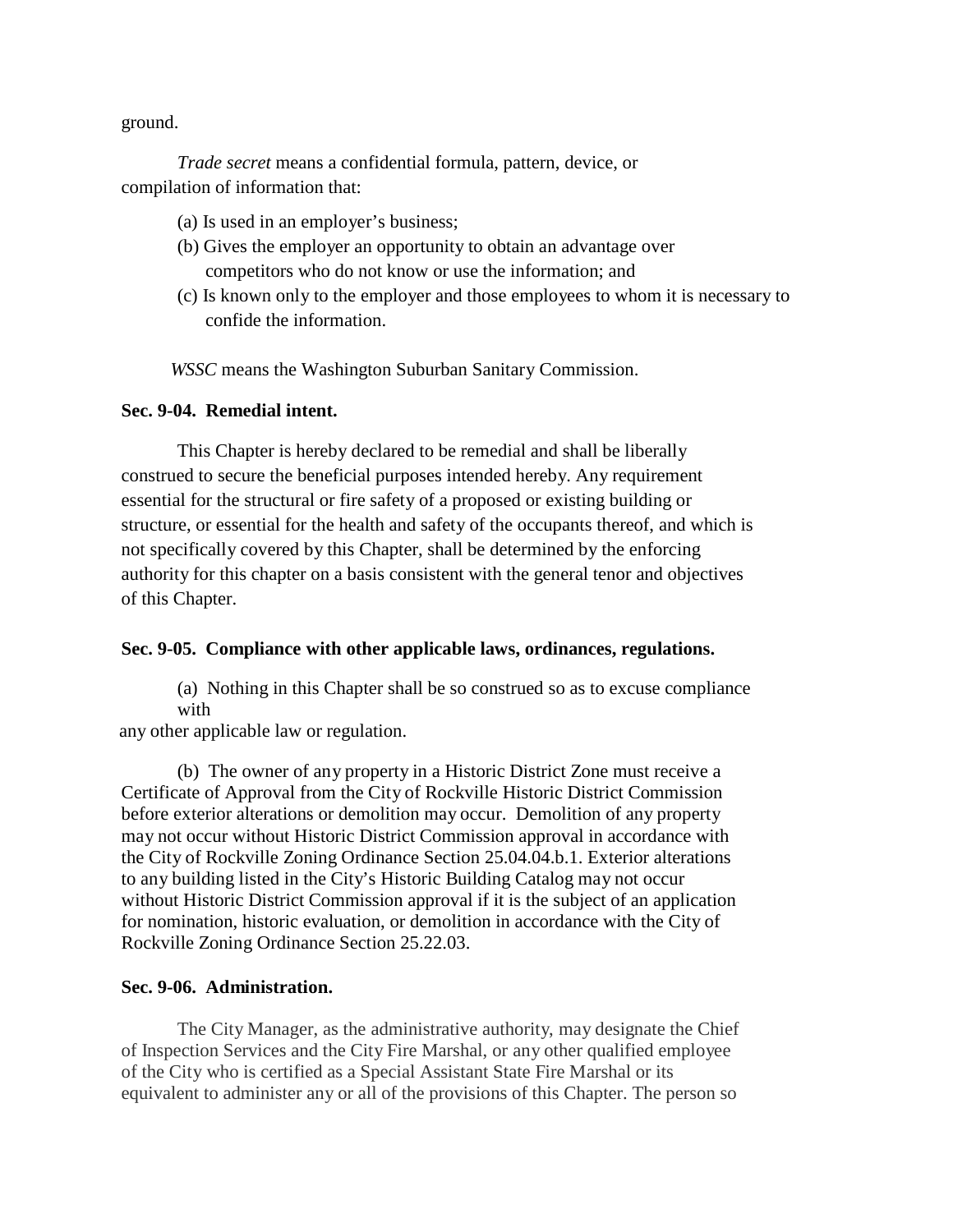ground.

*Trade secret* means a confidential formula, pattern, device, or compilation of information that:

(a) Is used in an employer's business;
(b) Gives the employer an opportunity to obtain an advantage over competitors who do not know or use the information; and
(c) Is known only to the employer and those employees to whom it is necessary to confide the information.

*WSSC* means the Washington Suburban Sanitary Commission.

**Sec. 9-04. Remedial intent.**

This Chapter is hereby declared to be remedial and shall be liberally construed to secure the beneficial purposes intended hereby. Any requirement essential for the structural or fire safety of a proposed or existing building or structure, or essential for the health and safety of the occupants thereof, and which is not specifically covered by this Chapter, shall be determined by the enforcing authority for this chapter on a basis consistent with the general tenor and objectives of this Chapter.

**Sec. 9-05. Compliance with other applicable laws, ordinances, regulations.**

(a) Nothing in this Chapter shall be so construed so as to excuse compliance with any other applicable law or regulation.

(b) The owner of any property in a Historic District Zone must receive a Certificate of Approval from the City of Rockville Historic District Commission before exterior alterations or demolition may occur. Demolition of any property may not occur without Historic District Commission approval in accordance with the City of Rockville Zoning Ordinance Section 25.04.04.b.1. Exterior alterations to any building listed in the City's Historic Building Catalog may not occur without Historic District Commission approval if it is the subject of an application for nomination, historic evaluation, or demolition in accordance with the City of Rockville Zoning Ordinance Section 25.22.03.

**Sec. 9-06. Administration.**

The City Manager, as the administrative authority, may designate the Chief of Inspection Services and the City Fire Marshal, or any other qualified employee of the City who is certified as a Special Assistant State Fire Marshal or its equivalent to administer any or all of the provisions of this Chapter. The person so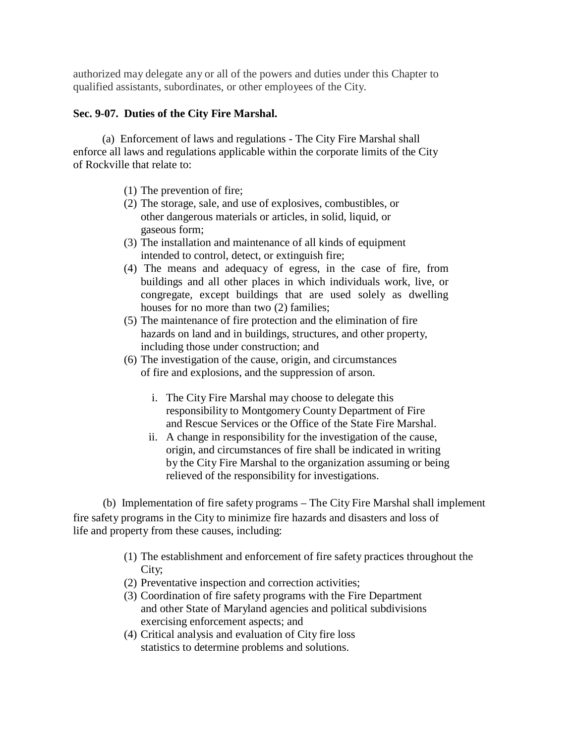authorized may delegate any or all of the powers and duties under this Chapter to qualified assistants, subordinates, or other employees of the City.

**Sec. 9-07. Duties of the City Fire Marshal.**

(a) Enforcement of laws and regulations - The City Fire Marshal shall enforce all laws and regulations applicable within the corporate limits of the City of Rockville that relate to:

(1) The prevention of fire;
(2) The storage, sale, and use of explosives, combustibles, or other dangerous materials or articles, in solid, liquid, or gaseous form;
(3) The installation and maintenance of all kinds of equipment intended to control, detect, or extinguish fire;
(4) The means and adequacy of egress, in the case of fire, from buildings and all other places in which individuals work, live, or congregate, except buildings that are used solely as dwelling houses for no more than two (2) families;
(5) The maintenance of fire protection and the elimination of fire hazards on land and in buildings, structures, and other property, including those under construction; and
(6) The investigation of the cause, origin, and circumstances of fire and explosions, and the suppression of arson.

   i. The City Fire Marshal may choose to delegate this responsibility to Montgomery County Department of Fire and Rescue Services or the Office of the State Fire Marshal.
   ii. A change in responsibility for the investigation of the cause, origin, and circumstances of fire shall be indicated in writing by the City Fire Marshal to the organization assuming or being relieved of the responsibility for investigations.

(b) Implementation of fire safety programs – The City Fire Marshal shall implement fire safety programs in the City to minimize fire hazards and disasters and loss of life and property from these causes, including:

(1) The establishment and enforcement of fire safety practices throughout the City;
(2) Preventative inspection and correction activities;
(3) Coordination of fire safety programs with the Fire Department and other State of Maryland agencies and political subdivisions exercising enforcement aspects; and
(4) Critical analysis and evaluation of City fire loss statistics to determine problems and solutions.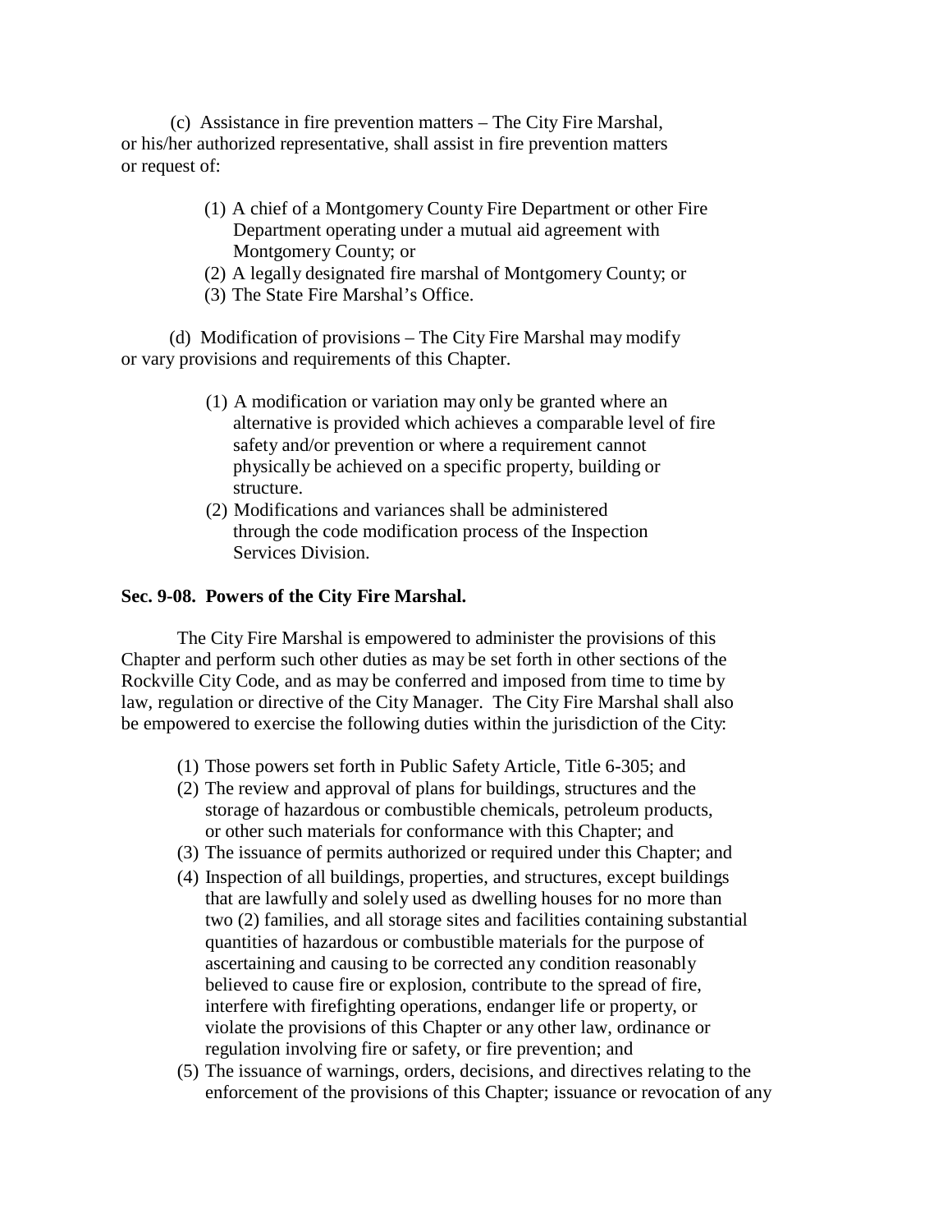(c) Assistance in fire prevention matters – The City Fire Marshal, or his/her authorized representative, shall assist in fire prevention matters or request of:

(1) A chief of a Montgomery County Fire Department or other Fire Department operating under a mutual aid agreement with Montgomery County; or
(2) A legally designated fire marshal of Montgomery County; or
(3) The State Fire Marshal's Office.

(d) Modification of provisions – The City Fire Marshal may modify or vary provisions and requirements of this Chapter.

(1) A modification or variation may only be granted where an alternative is provided which achieves a comparable level of fire safety and/or prevention or where a requirement cannot physically be achieved on a specific property, building or structure.
(2) Modifications and variances shall be administered through the code modification process of the Inspection Services Division.

**Sec. 9-08. Powers of the City Fire Marshal.**

The City Fire Marshal is empowered to administer the provisions of this Chapter and perform such other duties as may be set forth in other sections of the Rockville City Code, and as may be conferred and imposed from time to time by law, regulation or directive of the City Manager. The City Fire Marshal shall also be empowered to exercise the following duties within the jurisdiction of the City:

(1) Those powers set forth in Public Safety Article, Title 6-305; and
(2) The review and approval of plans for buildings, structures and the storage of hazardous or combustible chemicals, petroleum products, or other such materials for conformance with this Chapter; and
(3) The issuance of permits authorized or required under this Chapter; and
(4) Inspection of all buildings, properties, and structures, except buildings that are lawfully and solely used as dwelling houses for no more than two (2) families, and all storage sites and facilities containing substantial quantities of hazardous or combustible materials for the purpose of ascertaining and causing to be corrected any condition reasonably believed to cause fire or explosion, contribute to the spread of fire, interfere with firefighting operations, endanger life or property, or violate the provisions of this Chapter or any other law, ordinance or regulation involving fire or safety, or fire prevention; and
(5) The issuance of warnings, orders, decisions, and directives relating to the enforcement of the provisions of this Chapter; issuance or revocation of any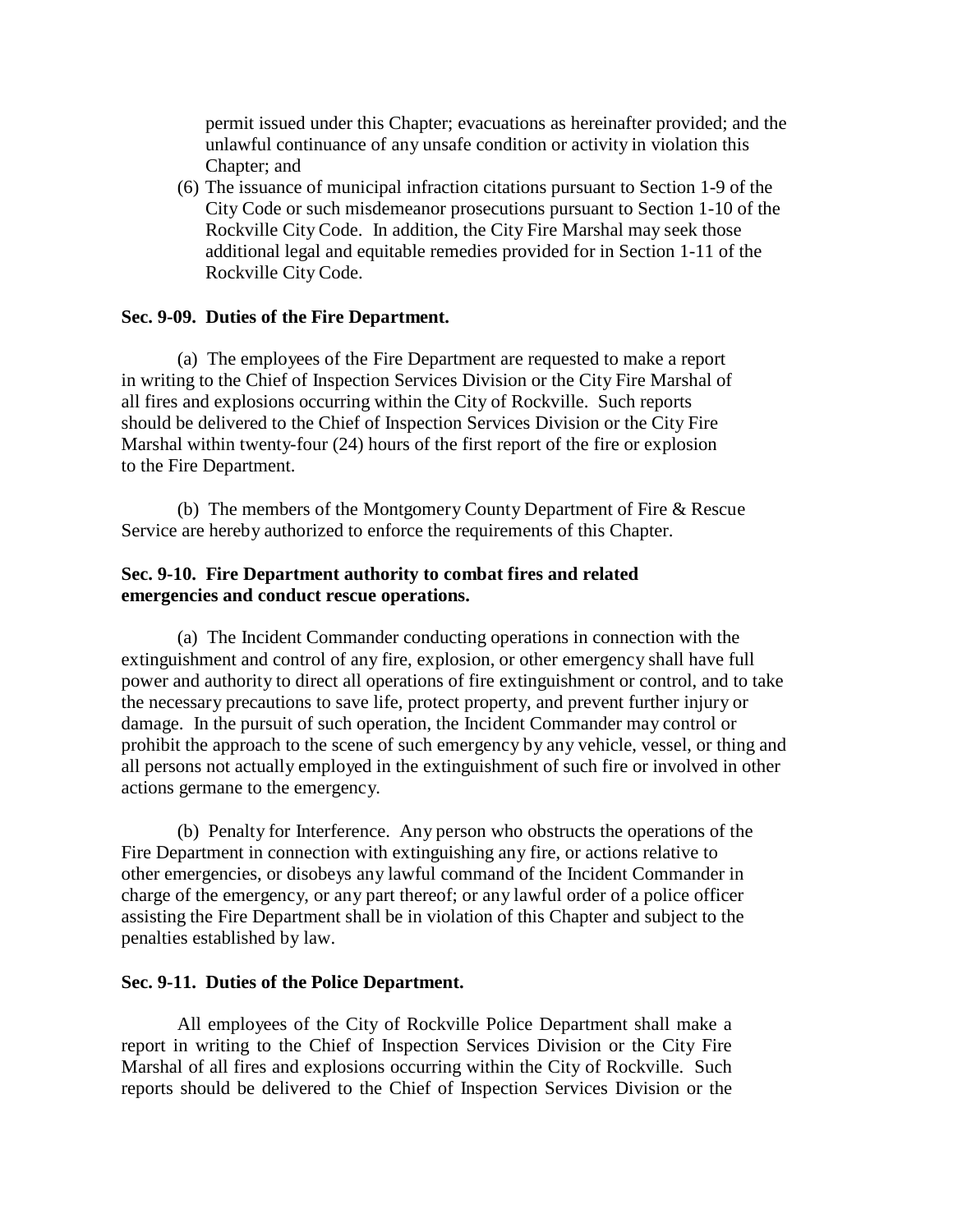permit issued under this Chapter; evacuations as hereinafter provided; and the unlawful continuance of any unsafe condition or activity in violation this Chapter; and

(6) The issuance of municipal infraction citations pursuant to Section 1-9 of the City Code or such misdemeanor prosecutions pursuant to Section 1-10 of the Rockville City Code. In addition, the City Fire Marshal may seek those additional legal and equitable remedies provided for in Section 1-11 of the Rockville City Code.

**Sec. 9-09. Duties of the Fire Department.**

(a) The employees of the Fire Department are requested to make a report in writing to the Chief of Inspection Services Division or the City Fire Marshal of all fires and explosions occurring within the City of Rockville. Such reports should be delivered to the Chief of Inspection Services Division or the City Fire Marshal within twenty-four (24) hours of the first report of the fire or explosion to the Fire Department.

(b) The members of the Montgomery County Department of Fire & Rescue Service are hereby authorized to enforce the requirements of this Chapter.

**Sec. 9-10. Fire Department authority to combat fires and related emergencies and conduct rescue operations.**

(a) The Incident Commander conducting operations in connection with the extinguishment and control of any fire, explosion, or other emergency shall have full power and authority to direct all operations of fire extinguishment or control, and to take the necessary precautions to save life, protect property, and prevent further injury or damage. In the pursuit of such operation, the Incident Commander may control or prohibit the approach to the scene of such emergency by any vehicle, vessel, or thing and all persons not actually employed in the extinguishment of such fire or involved in other actions germane to the emergency.

(b) Penalty for Interference. Any person who obstructs the operations of the Fire Department in connection with extinguishing any fire, or actions relative to other emergencies, or disobeys any lawful command of the Incident Commander in charge of the emergency, or any part thereof; or any lawful order of a police officer assisting the Fire Department shall be in violation of this Chapter and subject to the penalties established by law.

**Sec. 9-11. Duties of the Police Department.**

All employees of the City of Rockville Police Department shall make a report in writing to the Chief of Inspection Services Division or the City Fire Marshal of all fires and explosions occurring within the City of Rockville. Such reports should be delivered to the Chief of Inspection Services Division or the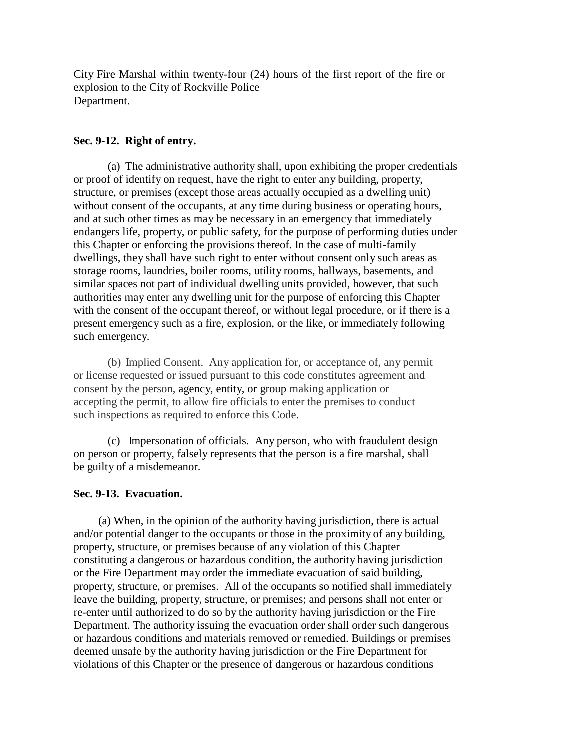City Fire Marshal within twenty-four (24) hours of the first report of the fire or explosion to the City of Rockville Police Department.

**Sec. 9-12. Right of entry.**

(a) The administrative authority shall, upon exhibiting the proper credentials or proof of identify on request, have the right to enter any building, property, structure, or premises (except those areas actually occupied as a dwelling unit) without consent of the occupants, at any time during business or operating hours, and at such other times as may be necessary in an emergency that immediately endangers life, property, or public safety, for the purpose of performing duties under this Chapter or enforcing the provisions thereof. In the case of multi-family dwellings, they shall have such right to enter without consent only such areas as storage rooms, laundries, boiler rooms, utility rooms, hallways, basements, and similar spaces not part of individual dwelling units provided, however, that such authorities may enter any dwelling unit for the purpose of enforcing this Chapter with the consent of the occupant thereof, or without legal procedure, or if there is a present emergency such as a fire, explosion, or the like, or immediately following such emergency.

(b) Implied Consent. Any application for, or acceptance of, any permit or license requested or issued pursuant to this code constitutes agreement and consent by the person, agency, entity, or group making application or accepting the permit, to allow fire officials to enter the premises to conduct such inspections as required to enforce this Code.

(c) Impersonation of officials. Any person, who with fraudulent design on person or property, falsely represents that the person is a fire marshal, shall be guilty of a misdemeanor.

**Sec. 9-13. Evacuation.**

(a) When, in the opinion of the authority having jurisdiction, there is actual and/or potential danger to the occupants or those in the proximity of any building, property, structure, or premises because of any violation of this Chapter constituting a dangerous or hazardous condition, the authority having jurisdiction or the Fire Department may order the immediate evacuation of said building, property, structure, or premises. All of the occupants so notified shall immediately leave the building, property, structure, or premises; and persons shall not enter or re-enter until authorized to do so by the authority having jurisdiction or the Fire Department. The authority issuing the evacuation order shall order such dangerous or hazardous conditions and materials removed or remedied. Buildings or premises deemed unsafe by the authority having jurisdiction or the Fire Department for violations of this Chapter or the presence of dangerous or hazardous conditions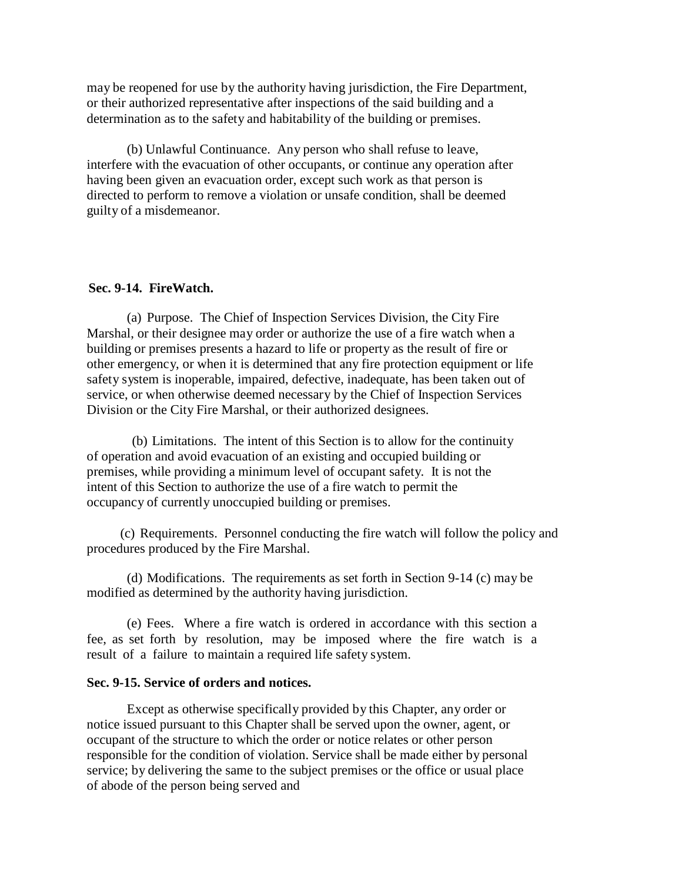may be reopened for use by the authority having jurisdiction, the Fire Department, or their authorized representative after inspections of the said building and a determination as to the safety and habitability of the building or premises.

(b) Unlawful Continuance. Any person who shall refuse to leave, interfere with the evacuation of other occupants, or continue any operation after having been given an evacuation order, except such work as that person is directed to perform to remove a violation or unsafe condition, shall be deemed guilty of a misdemeanor.

**Sec. 9-14. FireWatch.**

(a) Purpose. The Chief of Inspection Services Division, the City Fire Marshal, or their designee may order or authorize the use of a fire watch when a building or premises presents a hazard to life or property as the result of fire or other emergency, or when it is determined that any fire protection equipment or life safety system is inoperable, impaired, defective, inadequate, has been taken out of service, or when otherwise deemed necessary by the Chief of Inspection Services Division or the City Fire Marshal, or their authorized designees.

(b) Limitations. The intent of this Section is to allow for the continuity of operation and avoid evacuation of an existing and occupied building or premises, while providing a minimum level of occupant safety. It is not the intent of this Section to authorize the use of a fire watch to permit the occupancy of currently unoccupied building or premises.

(c) Requirements. Personnel conducting the fire watch will follow the policy and procedures produced by the Fire Marshal.

(d) Modifications. The requirements as set forth in Section 9-14 (c) may be modified as determined by the authority having jurisdiction.

(e) Fees. Where a fire watch is ordered in accordance with this section a fee, as set forth by resolution, may be imposed where the fire watch is a result of a failure to maintain a required life safety system.

**Sec. 9-15. Service of orders and notices.**

Except as otherwise specifically provided by this Chapter, any order or notice issued pursuant to this Chapter shall be served upon the owner, agent, or occupant of the structure to which the order or notice relates or other person responsible for the condition of violation. Service shall be made either by personal service; by delivering the same to the subject premises or the office or usual place of abode of the person being served and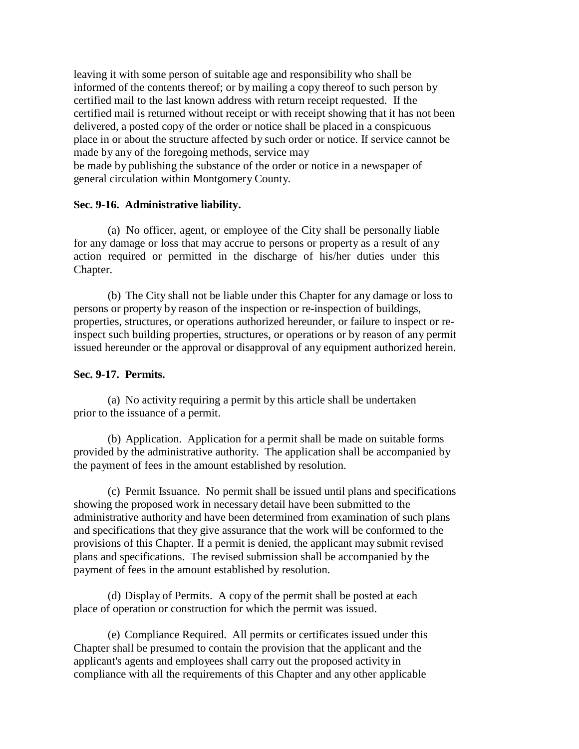leaving it with some person of suitable age and responsibility who shall be informed of the contents thereof; or by mailing a copy thereof to such person by certified mail to the last known address with return receipt requested. If the certified mail is returned without receipt or with receipt showing that it has not been delivered, a posted copy of the order or notice shall be placed in a conspicuous place in or about the structure affected by such order or notice. If service cannot be made by any of the foregoing methods, service may be made by publishing the substance of the order or notice in a newspaper of general circulation within Montgomery County.

**Sec. 9-16. Administrative liability.**

(a) No officer, agent, or employee of the City shall be personally liable for any damage or loss that may accrue to persons or property as a result of any action required or permitted in the discharge of his/her duties under this Chapter.

(b) The City shall not be liable under this Chapter for any damage or loss to persons or property by reason of the inspection or re-inspection of buildings, properties, structures, or operations authorized hereunder, or failure to inspect or re-inspect such building properties, structures, or operations or by reason of any permit issued hereunder or the approval or disapproval of any equipment authorized herein.

**Sec. 9-17. Permits.**

(a) No activity requiring a permit by this article shall be undertaken prior to the issuance of a permit.

(b) Application. Application for a permit shall be made on suitable forms provided by the administrative authority. The application shall be accompanied by the payment of fees in the amount established by resolution.

(c) Permit Issuance. No permit shall be issued until plans and specifications showing the proposed work in necessary detail have been submitted to the administrative authority and have been determined from examination of such plans and specifications that they give assurance that the work will be conformed to the provisions of this Chapter. If a permit is denied, the applicant may submit revised plans and specifications. The revised submission shall be accompanied by the payment of fees in the amount established by resolution.

(d) Display of Permits. A copy of the permit shall be posted at each place of operation or construction for which the permit was issued.

(e) Compliance Required. All permits or certificates issued under this Chapter shall be presumed to contain the provision that the applicant and the applicant's agents and employees shall carry out the proposed activity in compliance with all the requirements of this Chapter and any other applicable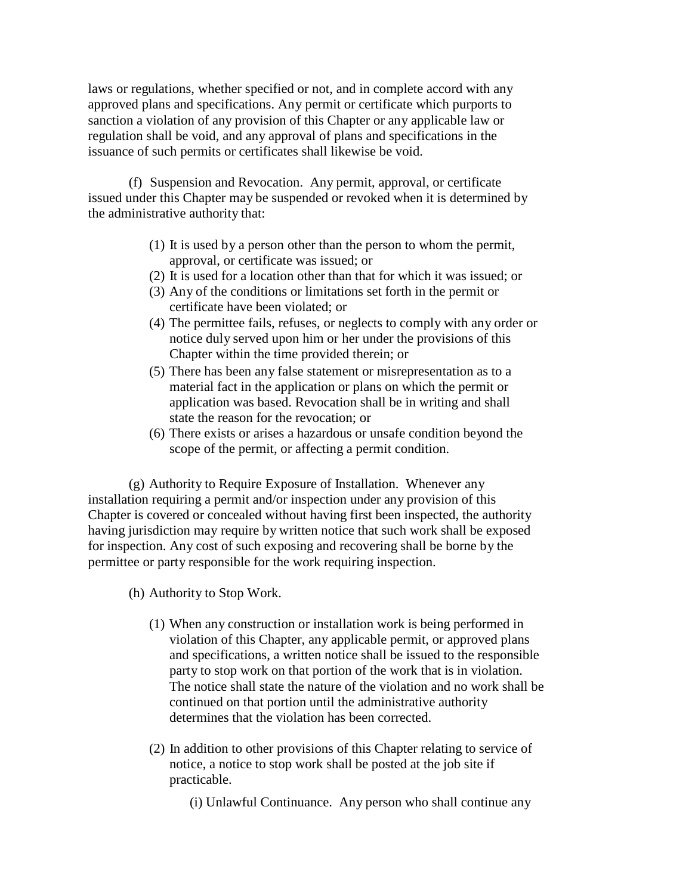laws or regulations, whether specified or not, and in complete accord with any approved plans and specifications. Any permit or certificate which purports to sanction a violation of any provision of this Chapter or any applicable law or regulation shall be void, and any approval of plans and specifications in the issuance of such permits or certificates shall likewise be void.

(f) Suspension and Revocation. Any permit, approval, or certificate issued under this Chapter may be suspended or revoked when it is determined by the administrative authority that:

(1) It is used by a person other than the person to whom the permit, approval, or certificate was issued; or
(2) It is used for a location other than that for which it was issued; or
(3) Any of the conditions or limitations set forth in the permit or certificate have been violated; or
(4) The permittee fails, refuses, or neglects to comply with any order or notice duly served upon him or her under the provisions of this Chapter within the time provided therein; or
(5) There has been any false statement or misrepresentation as to a material fact in the application or plans on which the permit or application was based. Revocation shall be in writing and shall state the reason for the revocation; or
(6) There exists or arises a hazardous or unsafe condition beyond the scope of the permit, or affecting a permit condition.

(g) Authority to Require Exposure of Installation. Whenever any installation requiring a permit and/or inspection under any provision of this Chapter is covered or concealed without having first been inspected, the authority having jurisdiction may require by written notice that such work shall be exposed for inspection. Any cost of such exposing and recovering shall be borne by the permittee or party responsible for the work requiring inspection.

(h) Authority to Stop Work.

(1) When any construction or installation work is being performed in violation of this Chapter, any applicable permit, or approved plans and specifications, a written notice shall be issued to the responsible party to stop work on that portion of the work that is in violation. The notice shall state the nature of the violation and no work shall be continued on that portion until the administrative authority determines that the violation has been corrected.

(2) In addition to other provisions of this Chapter relating to service of notice, a notice to stop work shall be posted at the job site if practicable.

(i) Unlawful Continuance. Any person who shall continue any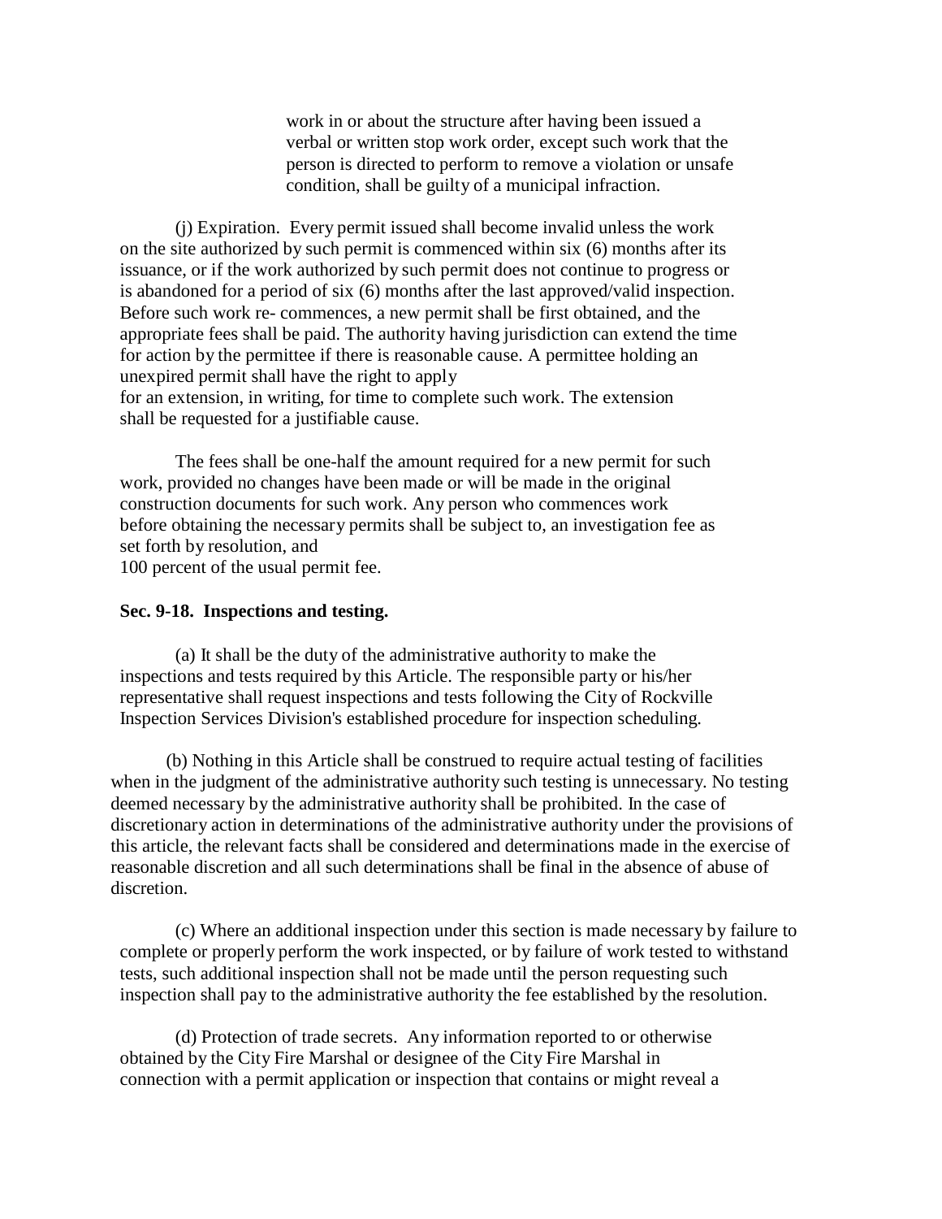work in or about the structure after having been issued a verbal or written stop work order, except such work that the person is directed to perform to remove a violation or unsafe condition, shall be guilty of a municipal infraction.

(j) Expiration. Every permit issued shall become invalid unless the work on the site authorized by such permit is commenced within six (6) months after its issuance, or if the work authorized by such permit does not continue to progress or is abandoned for a period of six (6) months after the last approved/valid inspection. Before such work re- commences, a new permit shall be first obtained, and the appropriate fees shall be paid. The authority having jurisdiction can extend the time for action by the permittee if there is reasonable cause. A permittee holding an unexpired permit shall have the right to apply for an extension, in writing, for time to complete such work. The extension shall be requested for a justifiable cause.

The fees shall be one-half the amount required for a new permit for such work, provided no changes have been made or will be made in the original construction documents for such work. Any person who commences work before obtaining the necessary permits shall be subject to, an investigation fee as set forth by resolution, and 100 percent of the usual permit fee.

**Sec. 9-18. Inspections and testing.**

(a) It shall be the duty of the administrative authority to make the inspections and tests required by this Article. The responsible party or his/her representative shall request inspections and tests following the City of Rockville Inspection Services Division's established procedure for inspection scheduling.

(b) Nothing in this Article shall be construed to require actual testing of facilities when in the judgment of the administrative authority such testing is unnecessary. No testing deemed necessary by the administrative authority shall be prohibited. In the case of discretionary action in determinations of the administrative authority under the provisions of this article, the relevant facts shall be considered and determinations made in the exercise of reasonable discretion and all such determinations shall be final in the absence of abuse of discretion.

(c) Where an additional inspection under this section is made necessary by failure to complete or properly perform the work inspected, or by failure of work tested to withstand tests, such additional inspection shall not be made until the person requesting such inspection shall pay to the administrative authority the fee established by the resolution.

(d) Protection of trade secrets. Any information reported to or otherwise obtained by the City Fire Marshal or designee of the City Fire Marshal in connection with a permit application or inspection that contains or might reveal a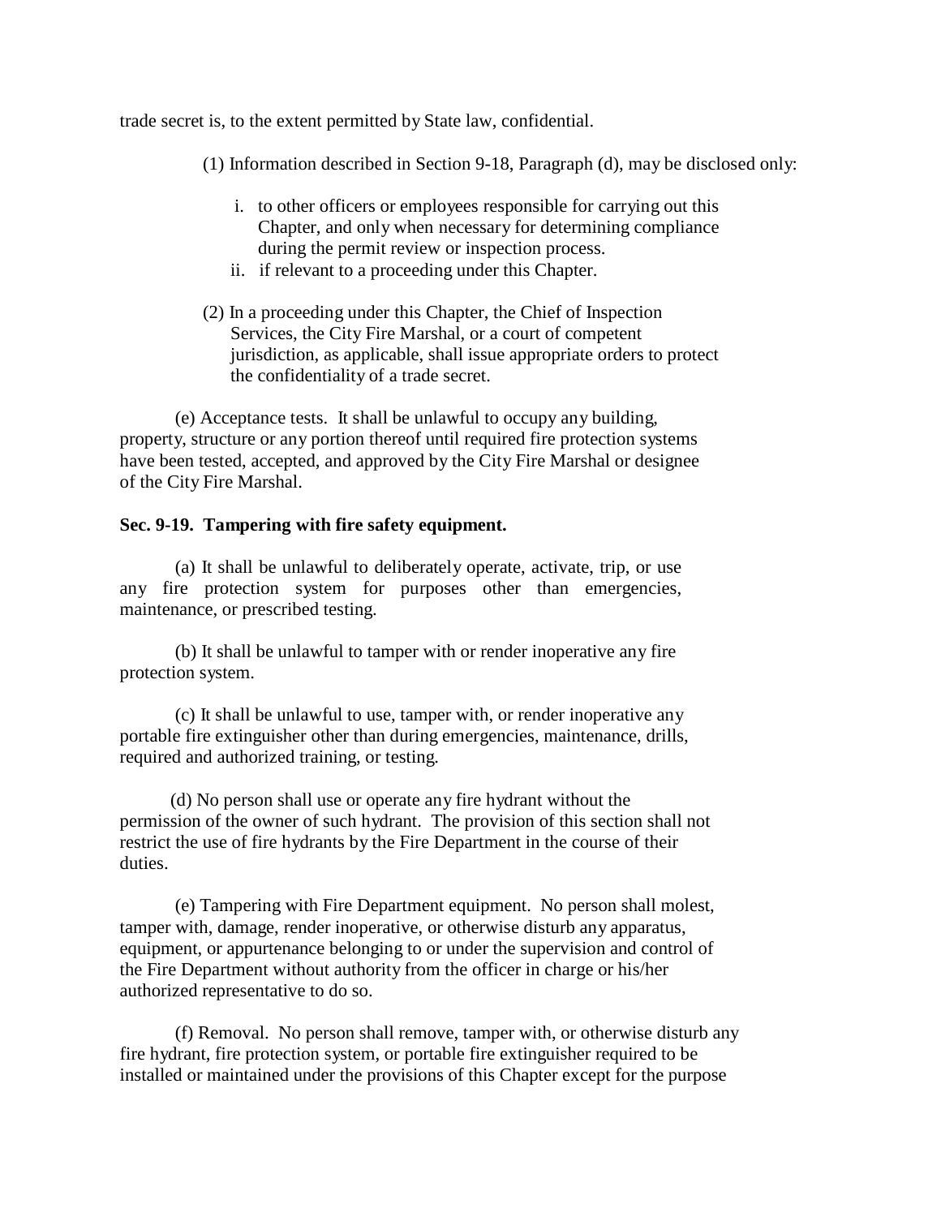trade secret is, to the extent permitted by State law, confidential.

(1) Information described in Section 9-18, Paragraph (d), may be disclosed only:

i. to other officers or employees responsible for carrying out this Chapter, and only when necessary for determining compliance during the permit review or inspection process.
ii. if relevant to a proceeding under this Chapter.

(2) In a proceeding under this Chapter, the Chief of Inspection Services, the City Fire Marshal, or a court of competent jurisdiction, as applicable, shall issue appropriate orders to protect the confidentiality of a trade secret.

(e) Acceptance tests. It shall be unlawful to occupy any building, property, structure or any portion thereof until required fire protection systems have been tested, accepted, and approved by the City Fire Marshal or designee of the City Fire Marshal.

**Sec. 9-19. Tampering with fire safety equipment.**

(a) It shall be unlawful to deliberately operate, activate, trip, or use any fire protection system for purposes other than emergencies, maintenance, or prescribed testing.

(b) It shall be unlawful to tamper with or render inoperative any fire protection system.

(c) It shall be unlawful to use, tamper with, or render inoperative any portable fire extinguisher other than during emergencies, maintenance, drills, required and authorized training, or testing.

(d) No person shall use or operate any fire hydrant without the permission of the owner of such hydrant. The provision of this section shall not restrict the use of fire hydrants by the Fire Department in the course of their duties.

(e) Tampering with Fire Department equipment. No person shall molest, tamper with, damage, render inoperative, or otherwise disturb any apparatus, equipment, or appurtenance belonging to or under the supervision and control of the Fire Department without authority from the officer in charge or his/her authorized representative to do so.

(f) Removal. No person shall remove, tamper with, or otherwise disturb any fire hydrant, fire protection system, or portable fire extinguisher required to be installed or maintained under the provisions of this Chapter except for the purpose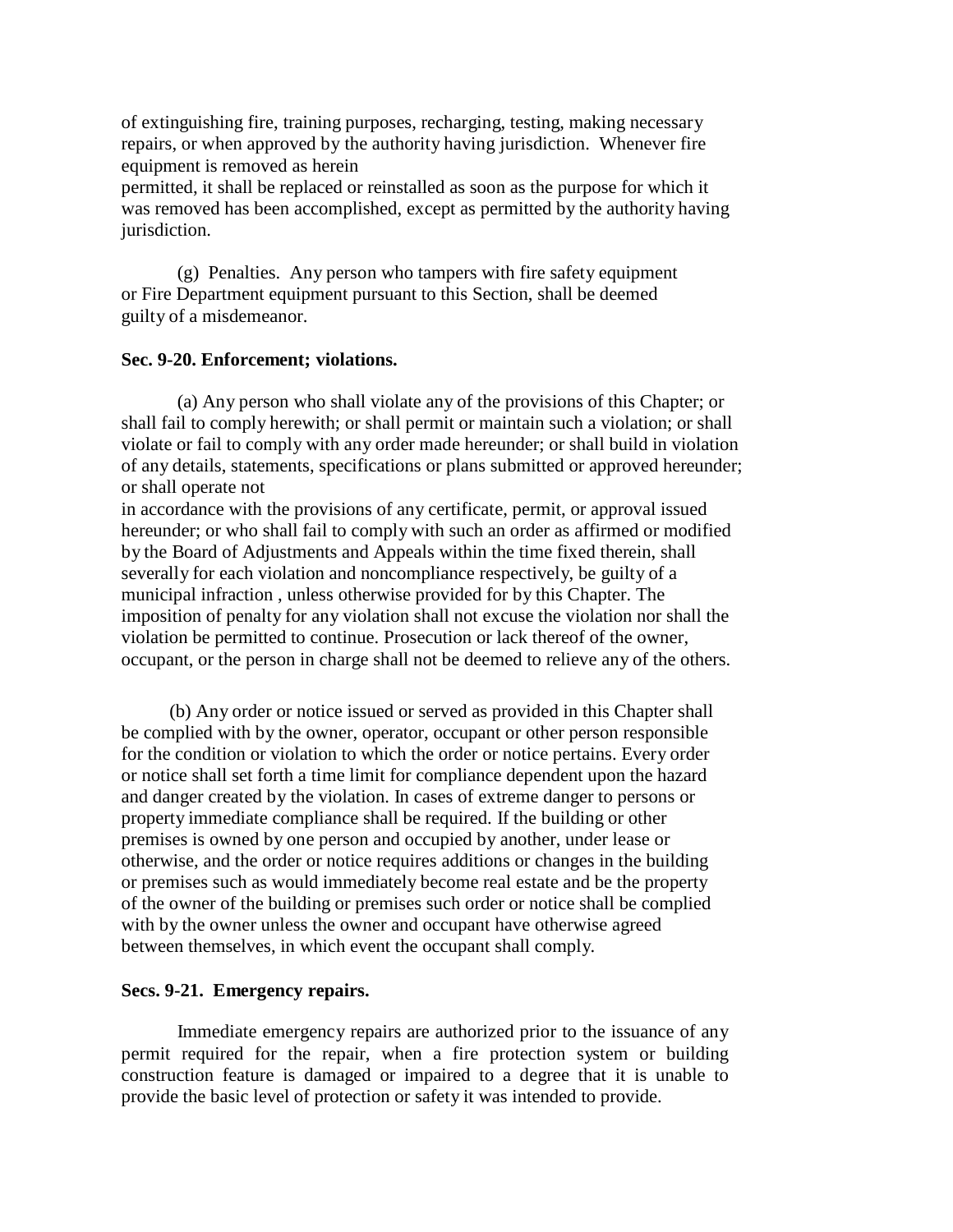of extinguishing fire, training purposes, recharging, testing, making necessary repairs, or when approved by the authority having jurisdiction. Whenever fire equipment is removed as herein permitted, it shall be replaced or reinstalled as soon as the purpose for which it was removed has been accomplished, except as permitted by the authority having jurisdiction.

(g) Penalties. Any person who tampers with fire safety equipment or Fire Department equipment pursuant to this Section, shall be deemed guilty of a misdemeanor.

**Sec. 9-20. Enforcement; violations.**

(a) Any person who shall violate any of the provisions of this Chapter; or shall fail to comply herewith; or shall permit or maintain such a violation; or shall violate or fail to comply with any order made hereunder; or shall build in violation of any details, statements, specifications or plans submitted or approved hereunder; or shall operate not in accordance with the provisions of any certificate, permit, or approval issued hereunder; or who shall fail to comply with such an order as affirmed or modified by the Board of Adjustments and Appeals within the time fixed therein, shall severally for each violation and noncompliance respectively, be guilty of a municipal infraction , unless otherwise provided for by this Chapter. The imposition of penalty for any violation shall not excuse the violation nor shall the violation be permitted to continue. Prosecution or lack thereof of the owner, occupant, or the person in charge shall not be deemed to relieve any of the others.

(b) Any order or notice issued or served as provided in this Chapter shall be complied with by the owner, operator, occupant or other person responsible for the condition or violation to which the order or notice pertains. Every order or notice shall set forth a time limit for compliance dependent upon the hazard and danger created by the violation. In cases of extreme danger to persons or property immediate compliance shall be required. If the building or other premises is owned by one person and occupied by another, under lease or otherwise, and the order or notice requires additions or changes in the building or premises such as would immediately become real estate and be the property of the owner of the building or premises such order or notice shall be complied with by the owner unless the owner and occupant have otherwise agreed between themselves, in which event the occupant shall comply.

**Secs. 9-21. Emergency repairs.**

Immediate emergency repairs are authorized prior to the issuance of any permit required for the repair, when a fire protection system or building construction feature is damaged or impaired to a degree that it is unable to provide the basic level of protection or safety it was intended to provide.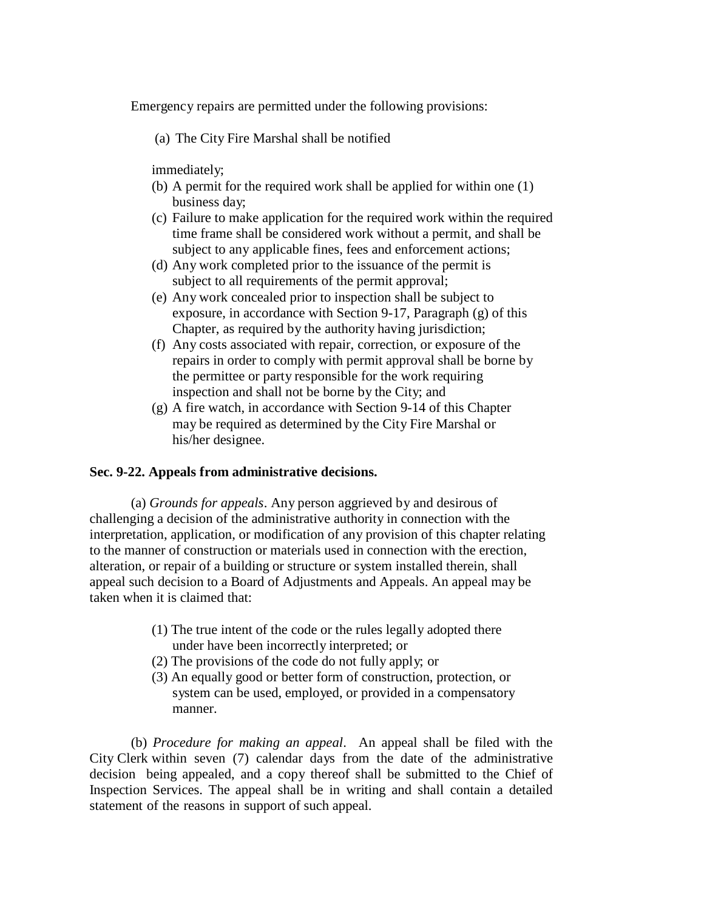Emergency repairs are permitted under the following provisions:

(a) The City Fire Marshal shall be notified immediately;

(b) A permit for the required work shall be applied for within one (1) business day;

(c) Failure to make application for the required work within the required time frame shall be considered work without a permit, and shall be subject to any applicable fines, fees and enforcement actions;

(d) Any work completed prior to the issuance of the permit is subject to all requirements of the permit approval;

(e) Any work concealed prior to inspection shall be subject to exposure, in accordance with Section 9-17, Paragraph (g) of this Chapter, as required by the authority having jurisdiction;

(f) Any costs associated with repair, correction, or exposure of the repairs in order to comply with permit approval shall be borne by the permittee or party responsible for the work requiring inspection and shall not be borne by the City; and

(g) A fire watch, in accordance with Section 9-14 of this Chapter may be required as determined by the City Fire Marshal or his/her designee.

**Sec. 9-22. Appeals from administrative decisions.**

(a) *Grounds for appeals*. Any person aggrieved by and desirous of challenging a decision of the administrative authority in connection with the interpretation, application, or modification of any provision of this chapter relating to the manner of construction or materials used in connection with the erection, alteration, or repair of a building or structure or system installed therein, shall appeal such decision to a Board of Adjustments and Appeals. An appeal may be taken when it is claimed that:

(1) The true intent of the code or the rules legally adopted there under have been incorrectly interpreted; or

(2) The provisions of the code do not fully apply; or

(3) An equally good or better form of construction, protection, or system can be used, employed, or provided in a compensatory manner.

(b) *Procedure for making an appeal*. An appeal shall be filed with the City Clerk within seven (7) calendar days from the date of the administrative decision being appealed, and a copy thereof shall be submitted to the Chief of Inspection Services. The appeal shall be in writing and shall contain a detailed statement of the reasons in support of such appeal.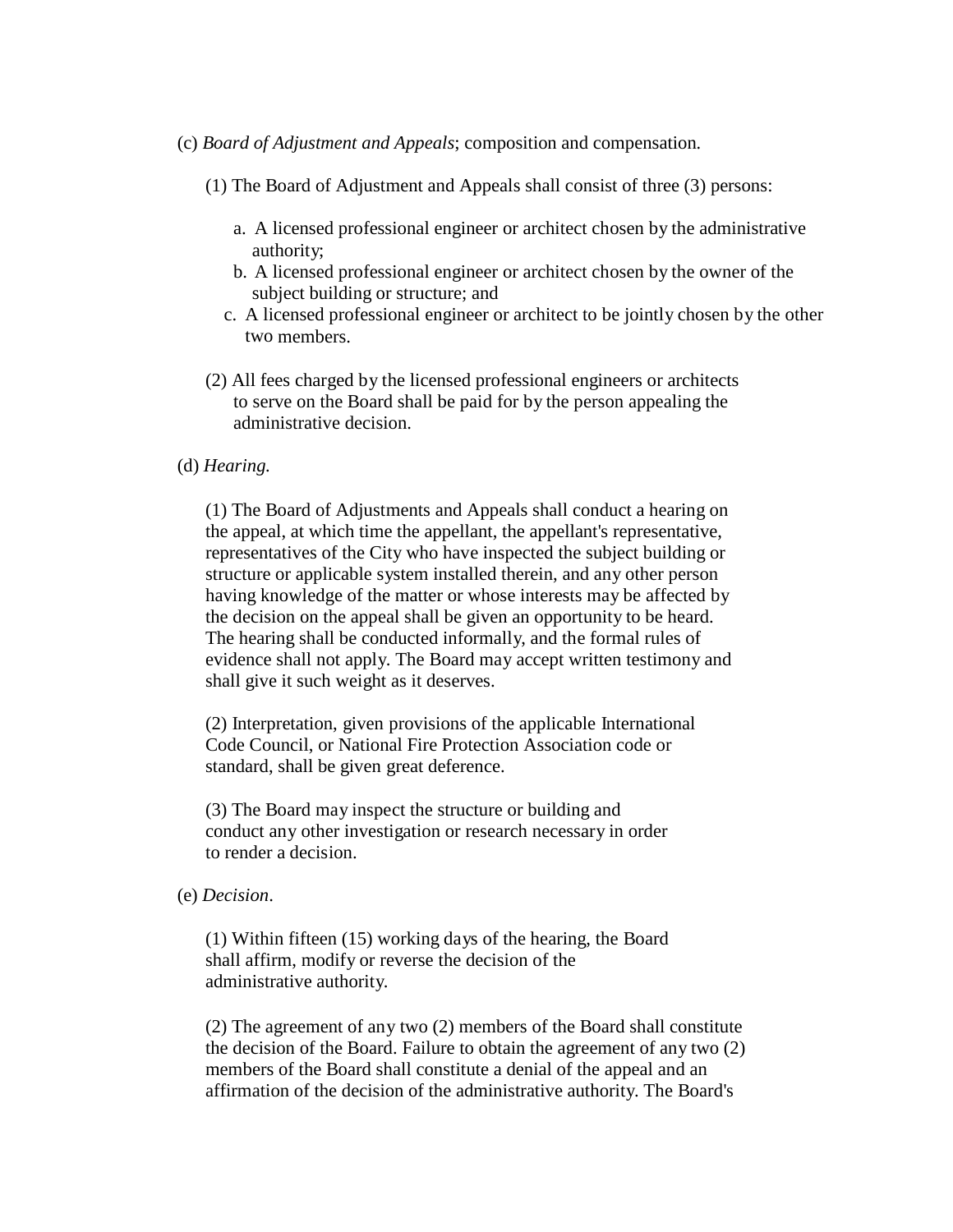(c) *Board of Adjustment and Appeals*; composition and compensation.

(1) The Board of Adjustment and Appeals shall consist of three (3) persons:

a. A licensed professional engineer or architect chosen by the administrative authority;
b. A licensed professional engineer or architect chosen by the owner of the subject building or structure; and
c. A licensed professional engineer or architect to be jointly chosen by the other two members.

(2) All fees charged by the licensed professional engineers or architects to serve on the Board shall be paid for by the person appealing the administrative decision.

(d) *Hearing.*

(1) The Board of Adjustments and Appeals shall conduct a hearing on the appeal, at which time the appellant, the appellant's representative, representatives of the City who have inspected the subject building or structure or applicable system installed therein, and any other person having knowledge of the matter or whose interests may be affected by the decision on the appeal shall be given an opportunity to be heard. The hearing shall be conducted informally, and the formal rules of evidence shall not apply. The Board may accept written testimony and shall give it such weight as it deserves.

(2) Interpretation, given provisions of the applicable International Code Council, or National Fire Protection Association code or standard, shall be given great deference.

(3) The Board may inspect the structure or building and conduct any other investigation or research necessary in order to render a decision.

(e) *Decision*.

(1) Within fifteen (15) working days of the hearing, the Board shall affirm, modify or reverse the decision of the administrative authority.

(2) The agreement of any two (2) members of the Board shall constitute the decision of the Board. Failure to obtain the agreement of any two (2) members of the Board shall constitute a denial of the appeal and an affirmation of the decision of the administrative authority. The Board's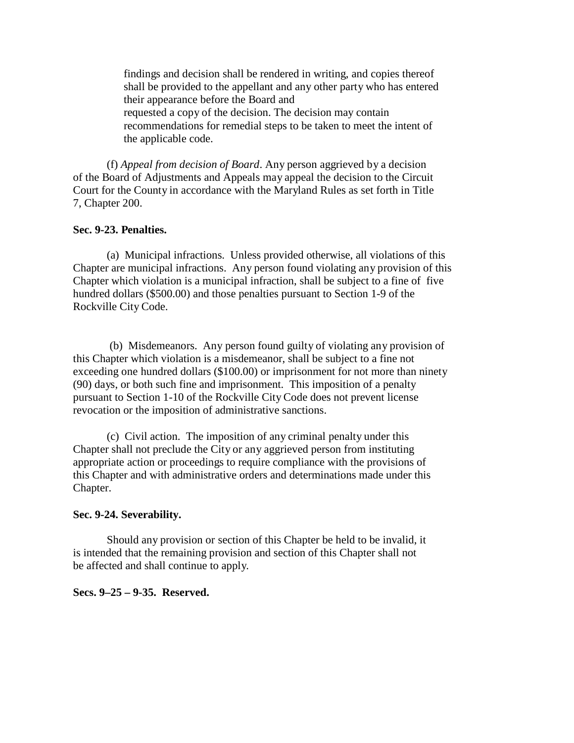findings and decision shall be rendered in writing, and copies thereof shall be provided to the appellant and any other party who has entered their appearance before the Board and requested a copy of the decision. The decision may contain recommendations for remedial steps to be taken to meet the intent of the applicable code.

(f) *Appeal from decision of Board*. Any person aggrieved by a decision of the Board of Adjustments and Appeals may appeal the decision to the Circuit Court for the County in accordance with the Maryland Rules as set forth in Title 7, Chapter 200.

**Sec. 9-23. Penalties.**

(a) Municipal infractions. Unless provided otherwise, all violations of this Chapter are municipal infractions. Any person found violating any provision of this Chapter which violation is a municipal infraction, shall be subject to a fine of five hundred dollars ($500.00) and those penalties pursuant to Section 1-9 of the Rockville City Code.

(b) Misdemeanors. Any person found guilty of violating any provision of this Chapter which violation is a misdemeanor, shall be subject to a fine not exceeding one hundred dollars ($100.00) or imprisonment for not more than ninety (90) days, or both such fine and imprisonment. This imposition of a penalty pursuant to Section 1-10 of the Rockville City Code does not prevent license revocation or the imposition of administrative sanctions.

(c) Civil action. The imposition of any criminal penalty under this Chapter shall not preclude the City or any aggrieved person from instituting appropriate action or proceedings to require compliance with the provisions of this Chapter and with administrative orders and determinations made under this Chapter.

**Sec. 9-24. Severability.**

Should any provision or section of this Chapter be held to be invalid, it is intended that the remaining provision and section of this Chapter shall not be affected and shall continue to apply.

**Secs. 9–25 – 9-35. Reserved.**